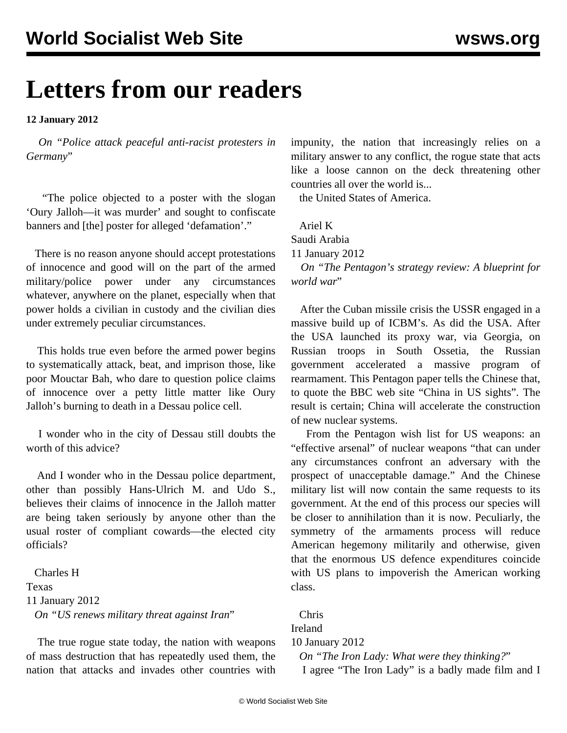# Letters from our readers

**12 January 2012**

*On "Police attack peaceful anti-racist protesters in Germany"*

"The police objected to a poster with the slogan 'Oury Jalloh—it was murder' and sought to confiscate banners and [the] poster for alleged 'defamation'."

There is no reason anyone should accept protestations of innocence and good will on the part of the armed military/police power under any circumstances whatever, anywhere on the planet, especially when that power holds a civilian in custody and the civilian dies under extremely peculiar circumstances.

This holds true even before the armed power begins to systematically attack, beat, and imprison those, like poor Mouctar Bah, who dare to question police claims of innocence over a petty little matter like Oury Jalloh's burning to death in a Dessau police cell.

I wonder who in the city of Dessau still doubts the worth of this advice?

And I wonder who in the Dessau police department, other than possibly Hans-Ulrich M. and Udo S., believes their claims of innocence in the Jalloh matter are being taken seriously by anyone other than the usual roster of compliant cowards—the elected city officials?

Charles H
Texas
11 January 2012

*On "US renews military threat against Iran"*

The true rogue state today, the nation with weapons of mass destruction that has repeatedly used them, the nation that attacks and invades other countries with impunity, the nation that increasingly relies on a military answer to any conflict, the rogue state that acts like a loose cannon on the deck threatening other countries all over the world is...

the United States of America.

Ariel K
Saudi Arabia
11 January 2012

*On "The Pentagon's strategy review: A blueprint for world war"*

After the Cuban missile crisis the USSR engaged in a massive build up of ICBM's. As did the USA. After the USA launched its proxy war, via Georgia, on Russian troops in South Ossetia, the Russian government accelerated a massive program of rearmament. This Pentagon paper tells the Chinese that, to quote the BBC web site "China in US sights". The result is certain; China will accelerate the construction of new nuclear systems.

From the Pentagon wish list for US weapons: an "effective arsenal" of nuclear weapons "that can under any circumstances confront an adversary with the prospect of unacceptable damage." And the Chinese military list will now contain the same requests to its government. At the end of this process our species will be closer to annihilation than it is now. Peculiarly, the symmetry of the armaments process will reduce American hegemony militarily and otherwise, given that the enormous US defence expenditures coincide with US plans to impoverish the American working class.

Chris
Ireland
10 January 2012

*On "The Iron Lady: What were they thinking?"*

I agree "The Iron Lady" is a badly made film and I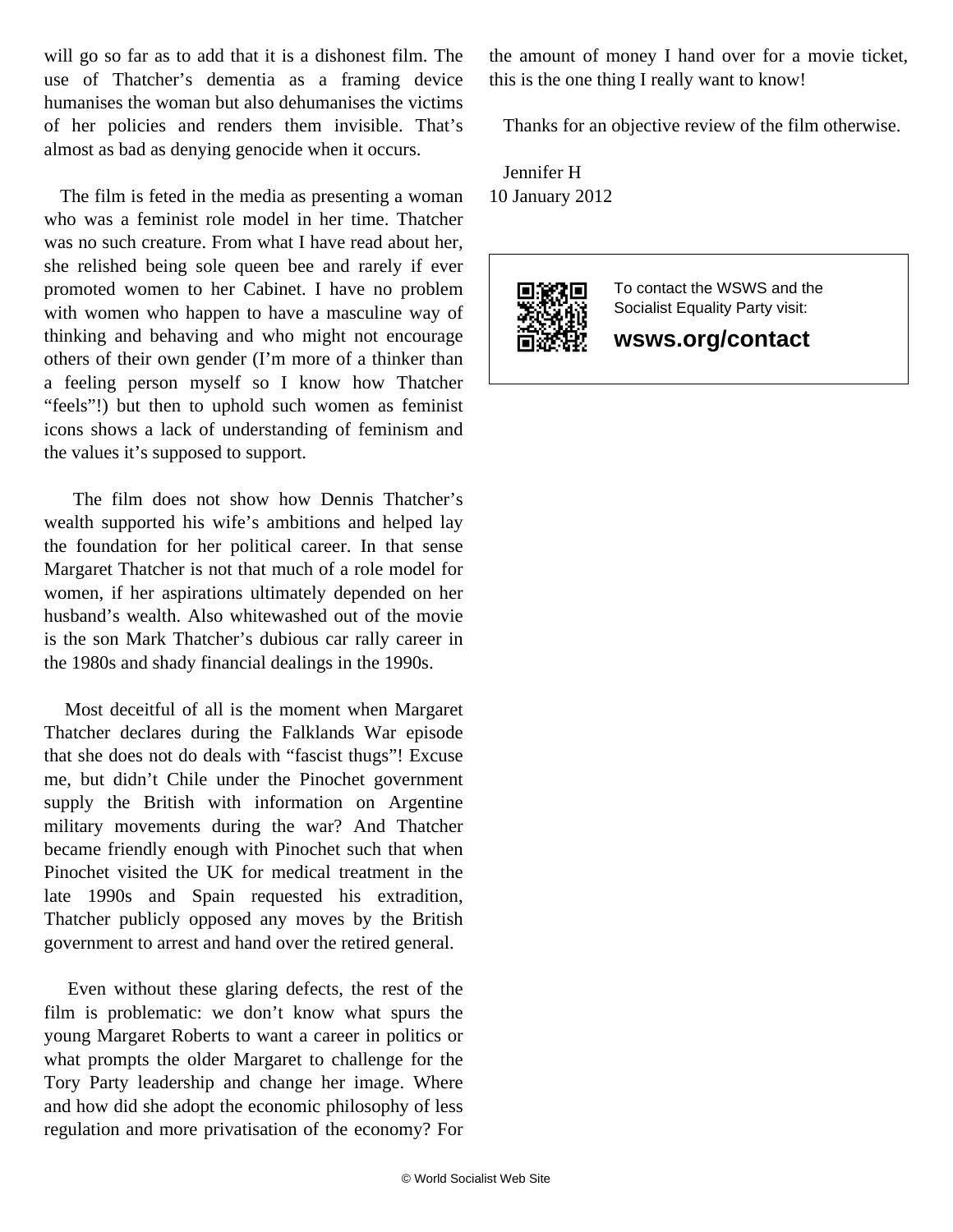will go so far as to add that it is a dishonest film. The use of Thatcher's dementia as a framing device humanises the woman but also dehumanises the victims of her policies and renders them invisible. That's almost as bad as denying genocide when it occurs.

The film is feted in the media as presenting a woman who was a feminist role model in her time. Thatcher was no such creature. From what I have read about her, she relished being sole queen bee and rarely if ever promoted women to her Cabinet. I have no problem with women who happen to have a masculine way of thinking and behaving and who might not encourage others of their own gender (I'm more of a thinker than a feeling person myself so I know how Thatcher "feels"!) but then to uphold such women as feminist icons shows a lack of understanding of feminism and the values it's supposed to support.

The film does not show how Dennis Thatcher's wealth supported his wife's ambitions and helped lay the foundation for her political career. In that sense Margaret Thatcher is not that much of a role model for women, if her aspirations ultimately depended on her husband's wealth. Also whitewashed out of the movie is the son Mark Thatcher's dubious car rally career in the 1980s and shady financial dealings in the 1990s.

Most deceitful of all is the moment when Margaret Thatcher declares during the Falklands War episode that she does not do deals with "fascist thugs"! Excuse me, but didn't Chile under the Pinochet government supply the British with information on Argentine military movements during the war? And Thatcher became friendly enough with Pinochet such that when Pinochet visited the UK for medical treatment in the late 1990s and Spain requested his extradition, Thatcher publicly opposed any moves by the British government to arrest and hand over the retired general.

Even without these glaring defects, the rest of the film is problematic: we don't know what spurs the young Margaret Roberts to want a career in politics or what prompts the older Margaret to challenge for the Tory Party leadership and change her image. Where and how did she adopt the economic philosophy of less regulation and more privatisation of the economy? For the amount of money I hand over for a movie ticket, this is the one thing I really want to know!

Thanks for an objective review of the film otherwise.

Jennifer H
10 January 2012

To contact the WSWS and the Socialist Equality Party visit:

**wsws.org/contact**